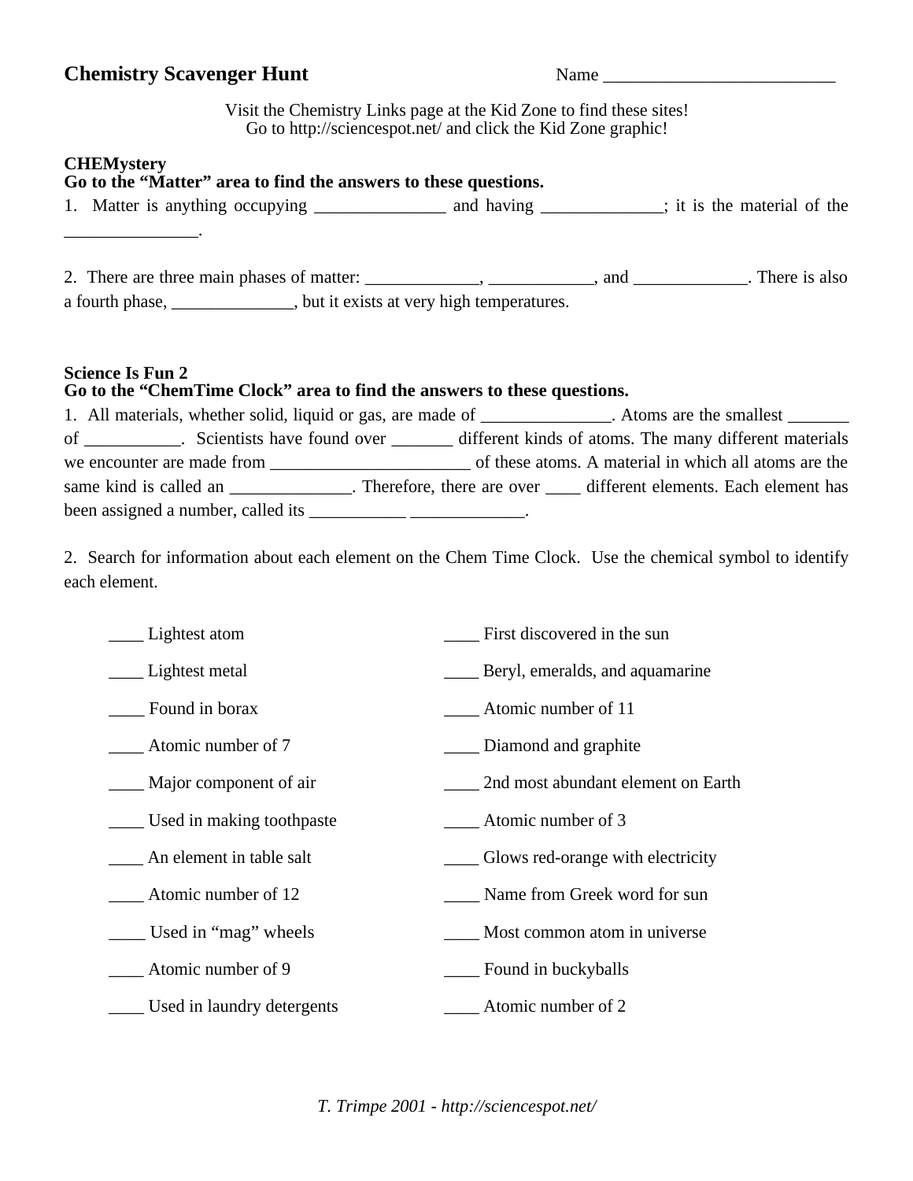# Chemistry Scavenger Hunt

Name ___________________________

Visit the Chemistry Links page at the Kid Zone to find these sites!
Go to http://sciencespot.net/ and click the Kid Zone graphic!

**CHEMystery**
**Go to the "Matter" area to find the answers to these questions.**

1. Matter is anything occupying _______________ and having ______________; it is the material of the ________________.

2. There are three main phases of matter: _____________, ____________, and _____________. There is also a fourth phase, ______________, but it exists at very high temperatures.

**Science Is Fun 2**
**Go to the "ChemTime Clock" area to find the answers to these questions.**

1. All materials, whether solid, liquid or gas, are made of _______________. Atoms are the smallest _______ of ___________. Scientists have found over _______ different kinds of atoms. The many different materials we encounter are made from _______________________ of these atoms. A material in which all atoms are the same kind is called an ______________. Therefore, there are over ____ different elements. Each element has been assigned a number, called its ___________ _____________.

2. Search for information about each element on the Chem Time Clock. Use the chemical symbol to identify each element.

____ Lightest atom

____ Lightest metal

____ Found in borax

____ Atomic number of 7

____ Major component of air

____ Used in making toothpaste

____ An element in table salt

____ Atomic number of 12

____ Used in "mag" wheels

____ Atomic number of 9

____ Used in laundry detergents

____ First discovered in the sun

____ Beryl, emeralds, and aquamarine

____ Atomic number of 11

____ Diamond and graphite

____ 2nd most abundant element on Earth

____ Atomic number of 3

____ Glows red-orange with electricity

____ Name from Greek word for sun

____ Most common atom in universe

____ Found in buckyballs

____ Atomic number of 2

*T. Trimpe 2001 - http://sciencespot.net/*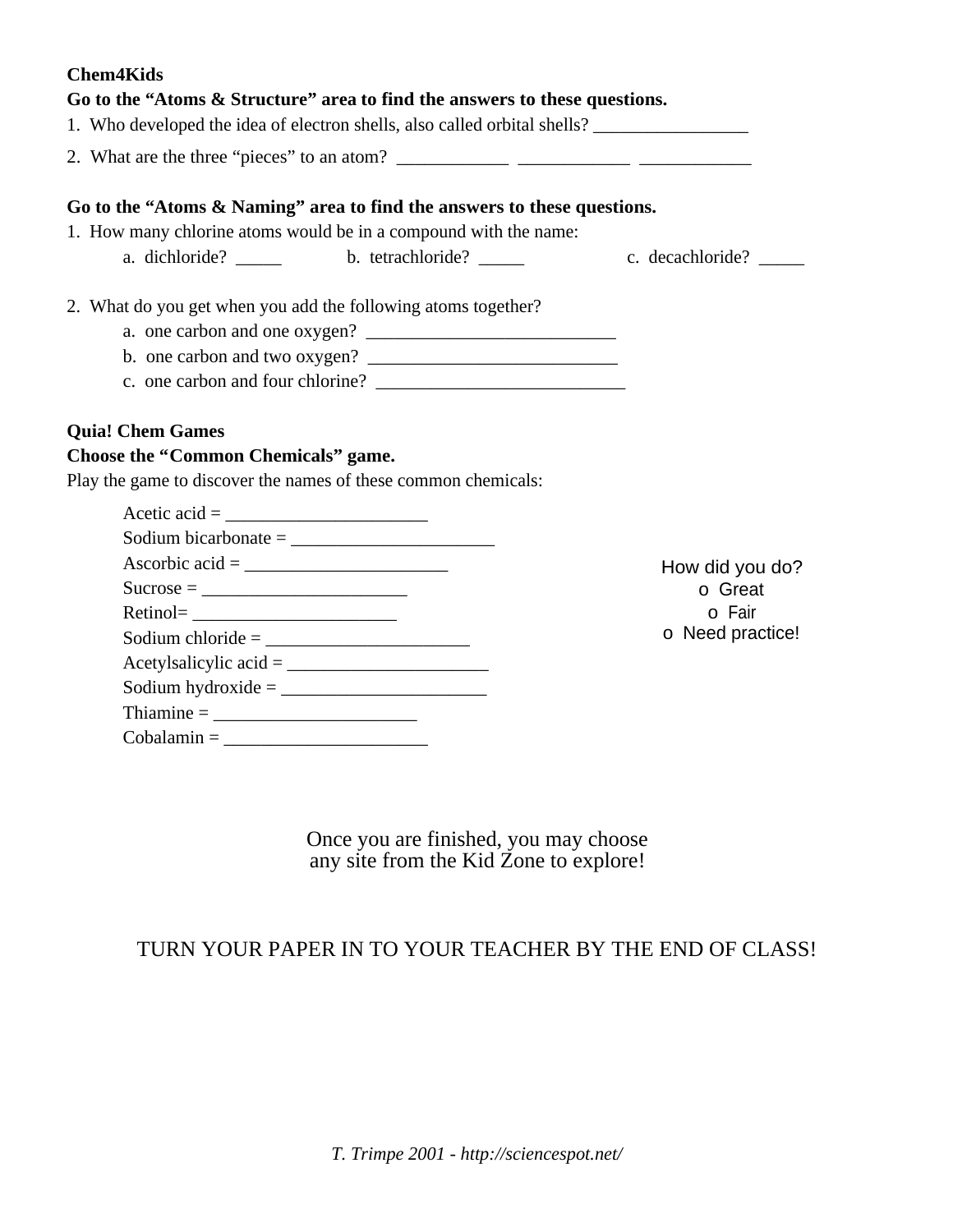**Chem4Kids**

**Go to the "Atoms & Structure" area to find the answers to these questions.**

1. Who developed the idea of electron shells, also called orbital shells? _________________

2. What are the three "pieces" to an atom? ____________ ____________ ____________

**Go to the "Atoms & Naming" area to find the answers to these questions.**

1. How many chlorine atoms would be in a compound with the name:

   a. dichloride? _____  b. tetrachloride? _____  c. decachloride? _____

2. What do you get when you add the following atoms together?

   a. one carbon and one oxygen? ___________________________

   b. one carbon and two oxygen? ___________________________

   c. one carbon and four chlorine? ___________________________

**Quia! Chem Games**

**Choose the "Common Chemicals" game.**

Play the game to discover the names of these common chemicals:

Acetic acid = ______________________

Sodium bicarbonate = ______________________

Ascorbic acid = ______________________

Sucrose = ______________________

Retinol= ______________________

Sodium chloride = ______________________

Acetylsalicylic acid = ______________________

Sodium hydroxide = ______________________

Thiamine = ______________________

Cobalamin = ______________________

How did you do?

o Great

o Fair

o Need practice!

Once you are finished, you may choose any site from the Kid Zone to explore!

TURN YOUR PAPER IN TO YOUR TEACHER BY THE END OF CLASS!

*T. Trimpe 2001 - http://sciencespot.net/*